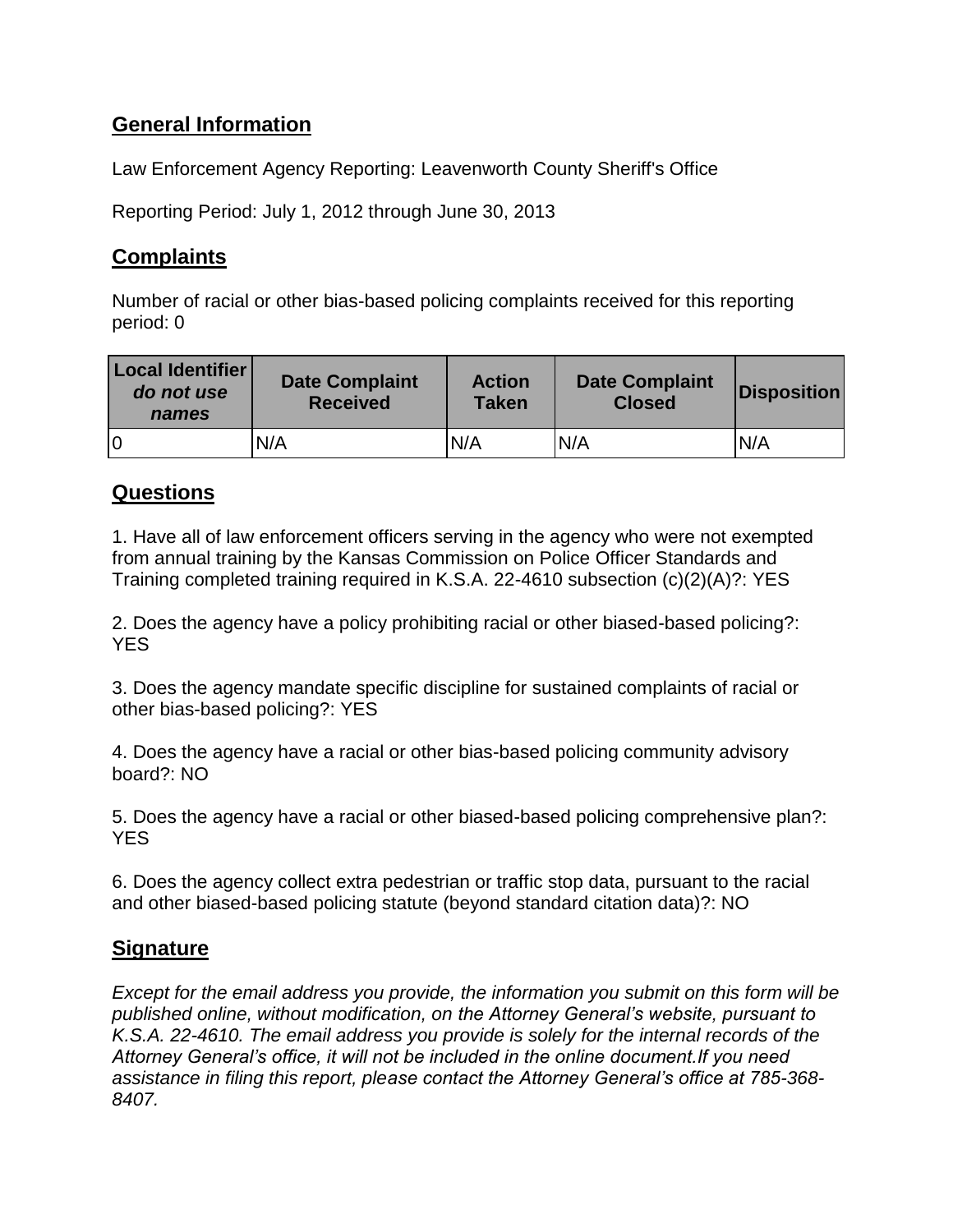## General Information

Law Enforcement Agency Reporting: Leavenworth County Sheriff's Office

Reporting Period: July 1, 2012 through June 30, 2013

## Complaints

Number of racial or other bias-based policing complaints received for this reporting period: 0

| Local Identifier *do not use names* | Date Complaint Received | Action Taken | Date Complaint Closed | Disposition |
|---|---|---|---|---|
| 0 | N/A | N/A | N/A | N/A |

## Questions

1. Have all of law enforcement officers serving in the agency who were not exempted from annual training by the Kansas Commission on Police Officer Standards and Training completed training required in K.S.A. 22-4610 subsection (c)(2)(A)?: YES

2. Does the agency have a policy prohibiting racial or other biased-based policing?: YES

3. Does the agency mandate specific discipline for sustained complaints of racial or other bias-based policing?: YES

4. Does the agency have a racial or other bias-based policing community advisory board?: NO

5. Does the agency have a racial or other biased-based policing comprehensive plan?: YES

6. Does the agency collect extra pedestrian or traffic stop data, pursuant to the racial and other biased-based policing statute (beyond standard citation data)?: NO

## Signature

*Except for the email address you provide, the information you submit on this form will be published online, without modification, on the Attorney General's website, pursuant to K.S.A. 22-4610. The email address you provide is solely for the internal records of the Attorney General's office, it will not be included in the online document.If you need assistance in filing this report, please contact the Attorney General's office at 785-368-8407.*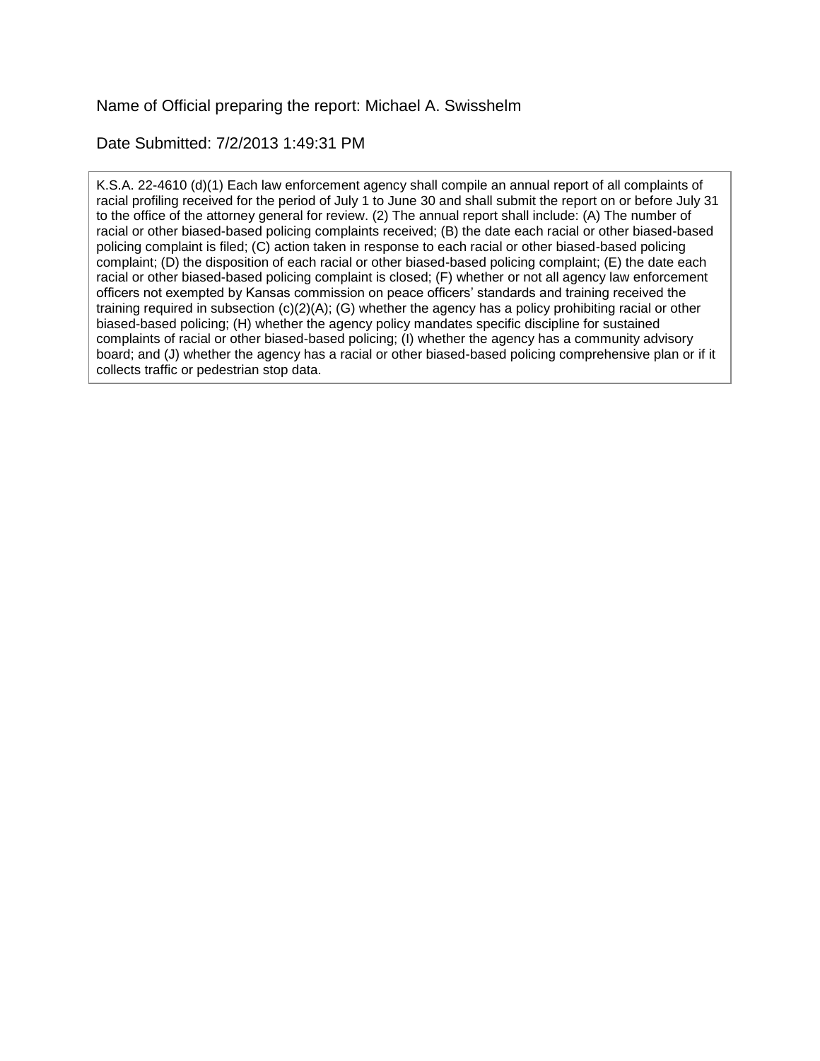Name of Official preparing the report: Michael A. Swisshelm

Date Submitted: 7/2/2013 1:49:31 PM

K.S.A. 22-4610 (d)(1) Each law enforcement agency shall compile an annual report of all complaints of racial profiling received for the period of July 1 to June 30 and shall submit the report on or before July 31 to the office of the attorney general for review. (2) The annual report shall include: (A) The number of racial or other biased-based policing complaints received; (B) the date each racial or other biased-based policing complaint is filed; (C) action taken in response to each racial or other biased-based policing complaint; (D) the disposition of each racial or other biased-based policing complaint; (E) the date each racial or other biased-based policing complaint is closed; (F) whether or not all agency law enforcement officers not exempted by Kansas commission on peace officers' standards and training received the training required in subsection (c)(2)(A); (G) whether the agency has a policy prohibiting racial or other biased-based policing; (H) whether the agency policy mandates specific discipline for sustained complaints of racial or other biased-based policing; (I) whether the agency has a community advisory board; and (J) whether the agency has a racial or other biased-based policing comprehensive plan or if it collects traffic or pedestrian stop data.